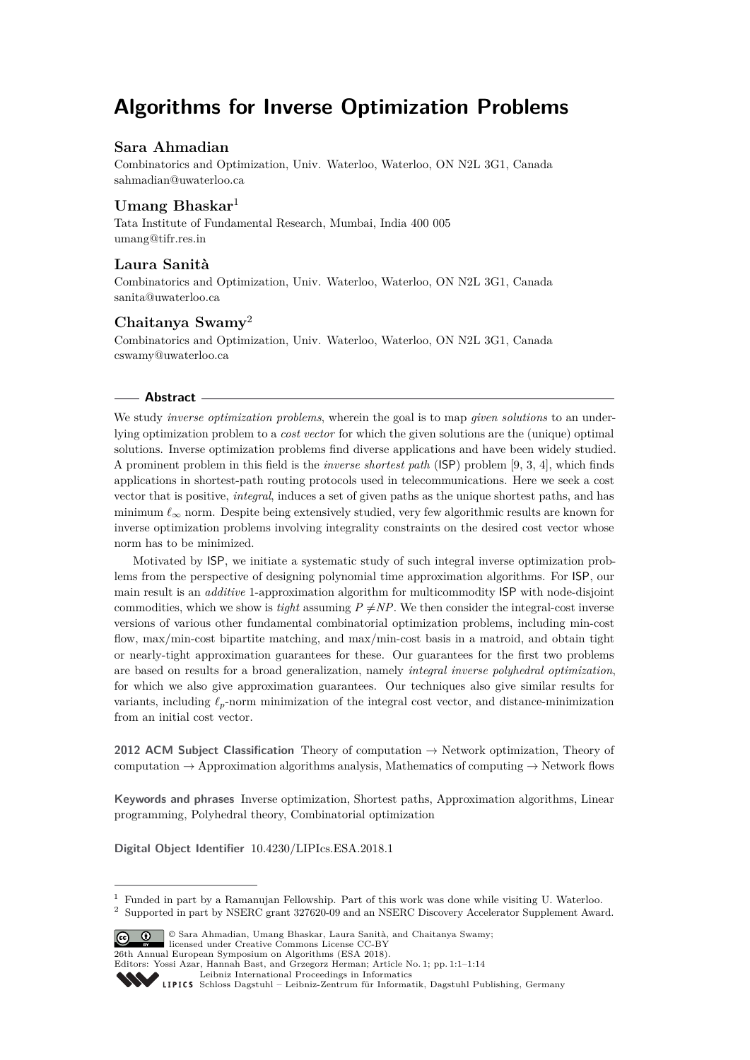# Algorithms for Inverse Optimization Problems

**Sara Ahmadian**

Combinatorics and Optimization, Univ. Waterloo, Waterloo, ON N2L 3G1, Canada
sahmadian@uwaterloo.ca

**Umang Bhaskar**[1]

Tata Institute of Fundamental Research, Mumbai, India 400 005
umang@tifr.res.in

**Laura Sanità**

Combinatorics and Optimization, Univ. Waterloo, Waterloo, ON N2L 3G1, Canada
sanita@uwaterloo.ca

**Chaitanya Swamy**[2]

Combinatorics and Optimization, Univ. Waterloo, Waterloo, ON N2L 3G1, Canada
cswamy@uwaterloo.ca

## Abstract

We study *inverse optimization problems*, wherein the goal is to map *given solutions* to an underlying optimization problem to a *cost vector* for which the given solutions are the (unique) optimal solutions. Inverse optimization problems find diverse applications and have been widely studied. A prominent problem in this field is the *inverse shortest path* (ISP) problem [9, 3, 4], which finds applications in shortest-path routing protocols used in telecommunications. Here we seek a cost vector that is positive, *integral*, induces a set of given paths as the unique shortest paths, and has minimum $\ell_\infty$ norm. Despite being extensively studied, very few algorithmic results are known for inverse optimization problems involving integrality constraints on the desired cost vector whose norm has to be minimized.

Motivated by ISP, we initiate a systematic study of such integral inverse optimization problems from the perspective of designing polynomial time approximation algorithms. For ISP, our main result is an *additive* 1-approximation algorithm for multicommodity ISP with node-disjoint commodities, which we show is *tight* assuming $P \neq NP$. We then consider the integral-cost inverse versions of various other fundamental combinatorial optimization problems, including min-cost flow, max/min-cost bipartite matching, and max/min-cost basis in a matroid, and obtain tight or nearly-tight approximation guarantees for these. Our guarantees for the first two problems are based on results for a broad generalization, namely *integral inverse polyhedral optimization*, for which we also give approximation guarantees. Our techniques also give similar results for variants, including $\ell_p$-norm minimization of the integral cost vector, and distance-minimization from an initial cost vector.

**2012 ACM Subject Classification** Theory of computation → Network optimization, Theory of computation → Approximation algorithms analysis, Mathematics of computing → Network flows

**Keywords and phrases** Inverse optimization, Shortest paths, Approximation algorithms, Linear programming, Polyhedral theory, Combinatorial optimization

**Digital Object Identifier** 10.4230/LIPIcs.ESA.2018.1

[1] Funded in part by a Ramanujan Fellowship. Part of this work was done while visiting U. Waterloo.

[2] Supported in part by NSERC grant 327620-09 and an NSERC Discovery Accelerator Supplement Award.

© Sara Ahmadian, Umang Bhaskar, Laura Sanità, and Chaitanya Swamy; licensed under Creative Commons License CC-BY
26th Annual European Symposium on Algorithms (ESA 2018).
Editors: Yossi Azar, Hannah Bast, and Grzegorz Herman; Article No. 1; pp. 1:1–1:14
Leibniz International Proceedings in Informatics
LIPICS Schloss Dagstuhl – Leibniz-Zentrum für Informatik, Dagstuhl Publishing, Germany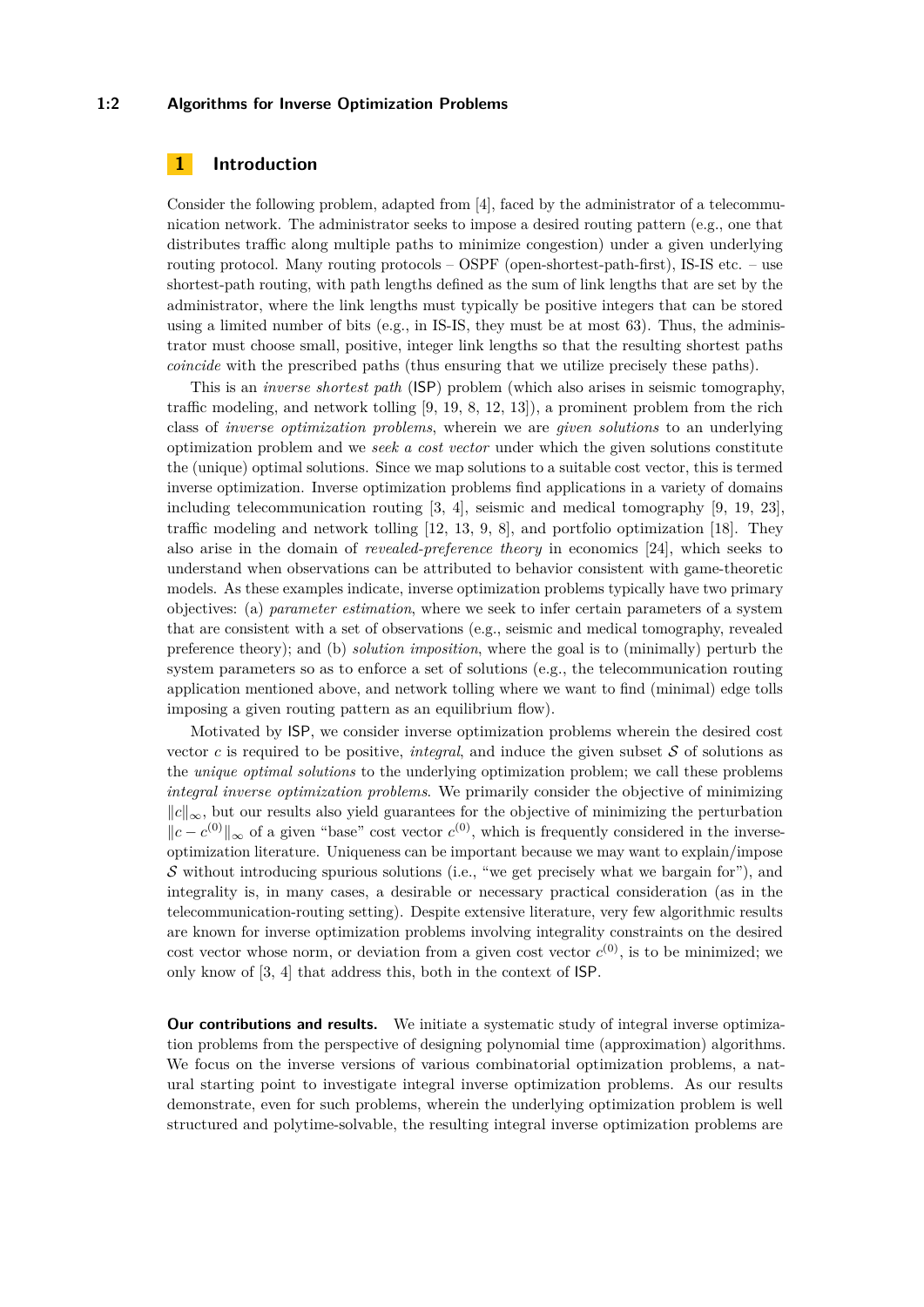## 1 Introduction

Consider the following problem, adapted from [4], faced by the administrator of a telecommunication network. The administrator seeks to impose a desired routing pattern (e.g., one that distributes traffic along multiple paths to minimize congestion) under a given underlying routing protocol. Many routing protocols – OSPF (open-shortest-path-first), IS-IS etc. – use shortest-path routing, with path lengths defined as the sum of link lengths that are set by the administrator, where the link lengths must typically be positive integers that can be stored using a limited number of bits (e.g., in IS-IS, they must be at most 63). Thus, the administrator must choose small, positive, integer link lengths so that the resulting shortest paths *coincide* with the prescribed paths (thus ensuring that we utilize precisely these paths).

This is an *inverse shortest path* (ISP) problem (which also arises in seismic tomography, traffic modeling, and network tolling [9, 19, 8, 12, 13]), a prominent problem from the rich class of *inverse optimization problems*, wherein we are *given solutions* to an underlying optimization problem and we *seek a cost vector* under which the given solutions constitute the (unique) optimal solutions. Since we map solutions to a suitable cost vector, this is termed inverse optimization. Inverse optimization problems find applications in a variety of domains including telecommunication routing [3, 4], seismic and medical tomography [9, 19, 23], traffic modeling and network tolling [12, 13, 9, 8], and portfolio optimization [18]. They also arise in the domain of *revealed-preference theory* in economics [24], which seeks to understand when observations can be attributed to behavior consistent with game-theoretic models. As these examples indicate, inverse optimization problems typically have two primary objectives: (a) *parameter estimation*, where we seek to infer certain parameters of a system that are consistent with a set of observations (e.g., seismic and medical tomography, revealed preference theory); and (b) *solution imposition*, where the goal is to (minimally) perturb the system parameters so as to enforce a set of solutions (e.g., the telecommunication routing application mentioned above, and network tolling where we want to find (minimal) edge tolls imposing a given routing pattern as an equilibrium flow).

Motivated by ISP, we consider inverse optimization problems wherein the desired cost vector $c$ is required to be positive, *integral*, and induce the given subset $\mathcal{S}$ of solutions as the *unique optimal solutions* to the underlying optimization problem; we call these problems *integral inverse optimization problems*. We primarily consider the objective of minimizing $\|c\|_\infty$, but our results also yield guarantees for the objective of minimizing the perturbation $\|c - c^{(0)}\|_\infty$ of a given "base" cost vector $c^{(0)}$, which is frequently considered in the inverse-optimization literature. Uniqueness can be important because we may want to explain/impose $\mathcal{S}$ without introducing spurious solutions (i.e., "we get precisely what we bargain for"), and integrality is, in many cases, a desirable or necessary practical consideration (as in the telecommunication-routing setting). Despite extensive literature, very few algorithmic results are known for inverse optimization problems involving integrality constraints on the desired cost vector whose norm, or deviation from a given cost vector $c^{(0)}$, is to be minimized; we only know of [3, 4] that address this, both in the context of ISP.

**Our contributions and results.** We initiate a systematic study of integral inverse optimization problems from the perspective of designing polynomial time (approximation) algorithms. We focus on the inverse versions of various combinatorial optimization problems, a natural starting point to investigate integral inverse optimization problems. As our results demonstrate, even for such problems, wherein the underlying optimization problem is well structured and polytime-solvable, the resulting integral inverse optimization problems are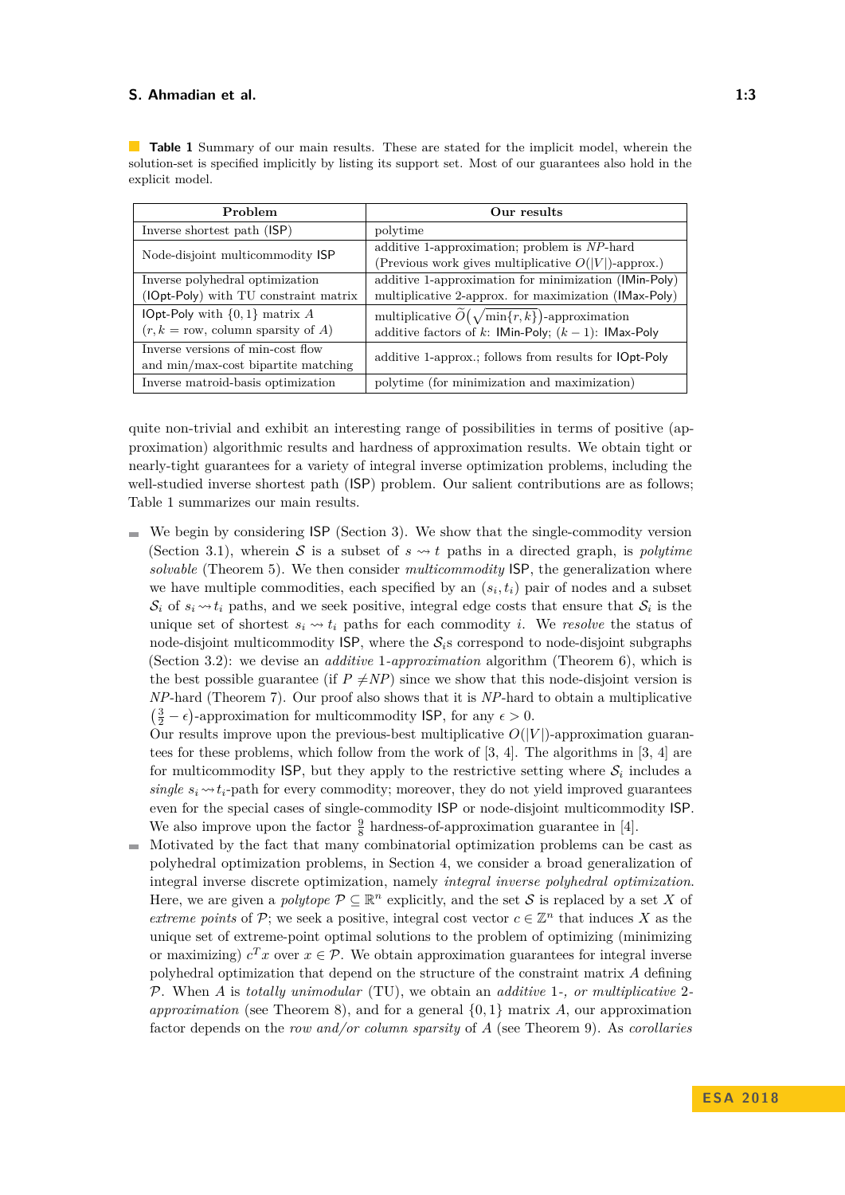**Table 1** Summary of our main results. These are stated for the implicit model, wherein the solution-set is specified implicitly by listing its support set. Most of our guarantees also hold in the explicit model.

| Problem | Our results |
|---|---|
| Inverse shortest path (ISP) | polytime |
| Node-disjoint multicommodity ISP | additive 1-approximation; problem is *NP*-hard (Previous work gives multiplicative $O(\|V\|)$-approx.) |
| Inverse polyhedral optimization (IOpt-Poly) with TU constraint matrix | additive 1-approximation for minimization (IMin-Poly) multiplicative 2-approx. for maximization (IMax-Poly) |
| IOpt-Poly with $\{0,1\}$ matrix $A$ ($r, k$ = row, column sparsity of $A$) | multiplicative $\widetilde{O}\big(\sqrt{\min\{r,k\}}\big)$-approximation additive factors of $k$: IMin-Poly; $(k-1)$: IMax-Poly |
| Inverse versions of min-cost flow and min/max-cost bipartite matching | additive 1-approx.; follows from results for IOpt-Poly |
| Inverse matroid-basis optimization | polytime (for minimization and maximization) |

quite non-trivial and exhibit an interesting range of possibilities in terms of positive (approximation) algorithmic results and hardness of approximation results. We obtain tight or nearly-tight guarantees for a variety of integral inverse optimization problems, including the well-studied inverse shortest path (ISP) problem. Our salient contributions are as follows; Table 1 summarizes our main results.

- We begin by considering ISP (Section 3). We show that the single-commodity version (Section 3.1), wherein $\mathcal{S}$ is a subset of $s \rightsquigarrow t$ paths in a directed graph, is *polytime solvable* (Theorem 5). We then consider *multicommodity* ISP, the generalization where we have multiple commodities, each specified by an $(s_i, t_i)$ pair of nodes and a subset $\mathcal{S}_i$ of $s_i \rightsquigarrow t_i$ paths, and we seek positive, integral edge costs that ensure that $\mathcal{S}_i$ is the unique set of shortest $s_i \rightsquigarrow t_i$ paths for each commodity $i$. We *resolve* the status of node-disjoint multicommodity ISP, where the $\mathcal{S}_i$s correspond to node-disjoint subgraphs (Section 3.2): we devise an *additive* 1*-approximation* algorithm (Theorem 6), which is the best possible guarantee (if $P \neq NP$) since we show that this node-disjoint version is *NP*-hard (Theorem 7). Our proof also shows that it is *NP*-hard to obtain a multiplicative $\left(\frac{3}{2} - \epsilon\right)$-approximation for multicommodity ISP, for any $\epsilon > 0$.
  Our results improve upon the previous-best multiplicative $O(|V|)$-approximation guarantees for these problems, which follow from the work of [3, 4]. The algorithms in [3, 4] are for multicommodity ISP, but they apply to the restrictive setting where $\mathcal{S}_i$ includes a *single* $s_i \rightsquigarrow t_i$-path for every commodity; moreover, they do not yield improved guarantees even for the special cases of single-commodity ISP or node-disjoint multicommodity ISP. We also improve upon the factor $\frac{9}{8}$ hardness-of-approximation guarantee in [4].
- Motivated by the fact that many combinatorial optimization problems can be cast as polyhedral optimization problems, in Section 4, we consider a broad generalization of integral inverse discrete optimization, namely *integral inverse polyhedral optimization*. Here, we are given a *polytope* $\mathcal{P} \subseteq \mathbb{R}^n$ explicitly, and the set $\mathcal{S}$ is replaced by a set $X$ of *extreme points* of $\mathcal{P}$; we seek a positive, integral cost vector $c \in \mathbb{Z}^n$ that induces $X$ as the unique set of extreme-point optimal solutions to the problem of optimizing (minimizing or maximizing) $c^T x$ over $x \in \mathcal{P}$. We obtain approximation guarantees for integral inverse polyhedral optimization that depend on the structure of the constraint matrix $A$ defining $\mathcal{P}$. When $A$ is *totally unimodular* (TU), we obtain an *additive* 1-*, or multiplicative* 2-*approximation* (see Theorem 8), and for a general $\{0,1\}$ matrix $A$, our approximation factor depends on the *row and/or column sparsity* of $A$ (see Theorem 9). As *corollaries*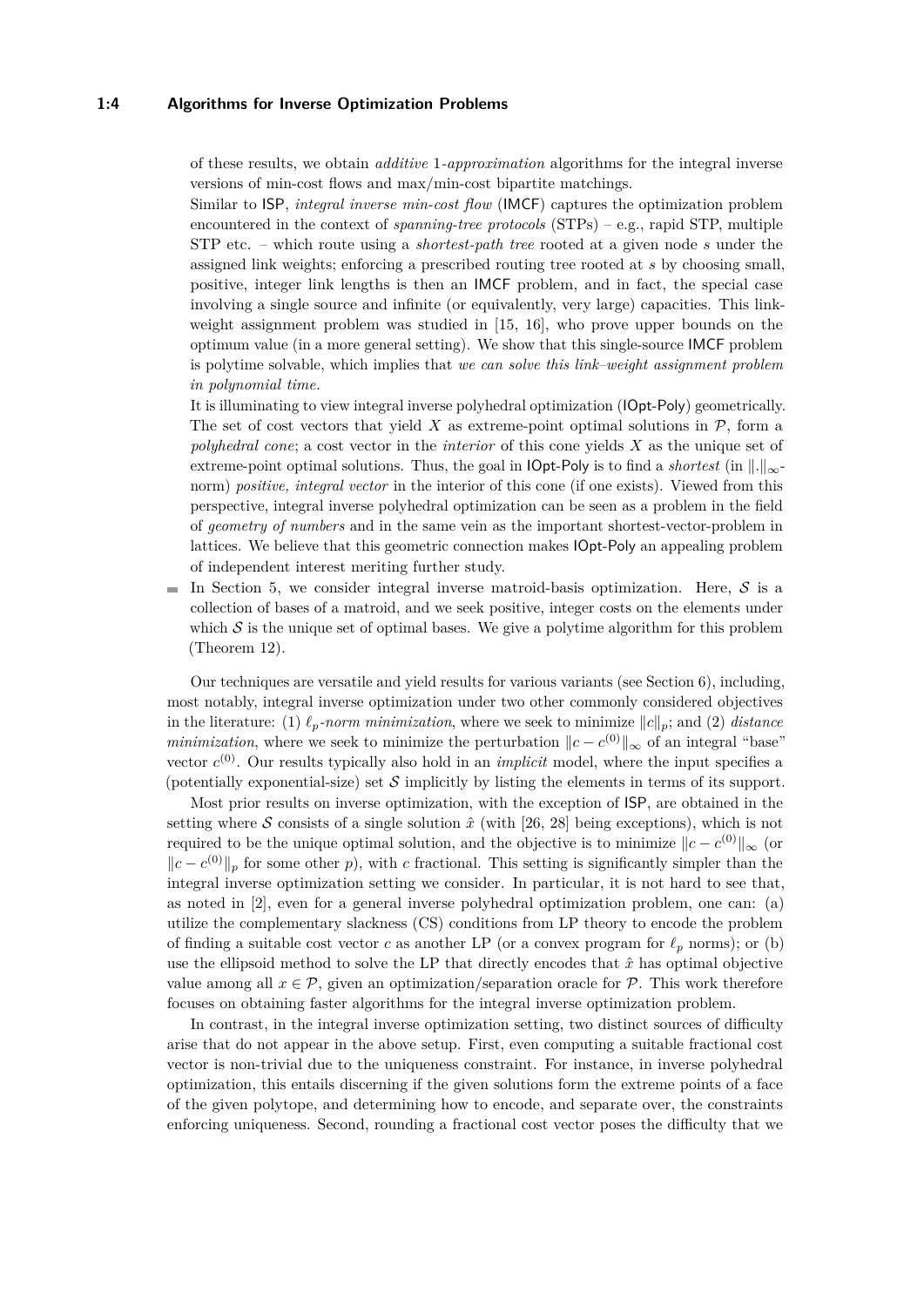of these results, we obtain *additive* 1*-approximation* algorithms for the integral inverse versions of min-cost flows and max/min-cost bipartite matchings.

Similar to ISP, *integral inverse min-cost flow* (IMCF) captures the optimization problem encountered in the context of *spanning-tree protocols* (STPs) – e.g., rapid STP, multiple STP etc. – which route using a *shortest-path tree* rooted at a given node $s$ under the assigned link weights; enforcing a prescribed routing tree rooted at $s$ by choosing small, positive, integer link lengths is then an IMCF problem, and in fact, the special case involving a single source and infinite (or equivalently, very large) capacities. This link-weight assignment problem was studied in [15, 16], who prove upper bounds on the optimum value (in a more general setting). We show that this single-source IMCF problem is polytime solvable, which implies that *we can solve this link–weight assignment problem in polynomial time.*

It is illuminating to view integral inverse polyhedral optimization (IOpt-Poly) geometrically. The set of cost vectors that yield $X$ as extreme-point optimal solutions in $\mathcal{P}$, form a *polyhedral cone*; a cost vector in the *interior* of this cone yields $X$ as the unique set of extreme-point optimal solutions. Thus, the goal in IOpt-Poly is to find a *shortest* (in $\|.\|_\infty$-norm) *positive, integral vector* in the interior of this cone (if one exists). Viewed from this perspective, integral inverse polyhedral optimization can be seen as a problem in the field of *geometry of numbers* and in the same vein as the important shortest-vector-problem in lattices. We believe that this geometric connection makes IOpt-Poly an appealing problem of independent interest meriting further study.

- In Section 5, we consider integral inverse matroid-basis optimization. Here, $\mathcal{S}$ is a collection of bases of a matroid, and we seek positive, integer costs on the elements under which $\mathcal{S}$ is the unique set of optimal bases. We give a polytime algorithm for this problem (Theorem 12).

Our techniques are versatile and yield results for various variants (see Section 6), including, most notably, integral inverse optimization under two other commonly considered objectives in the literature: (1) $\ell_p$*-norm minimization*, where we seek to minimize $\|c\|_p$; and (2) *distance minimization*, where we seek to minimize the perturbation $\|c - c^{(0)}\|_\infty$ of an integral "base" vector $c^{(0)}$. Our results typically also hold in an *implicit* model, where the input specifies a (potentially exponential-size) set $\mathcal{S}$ implicitly by listing the elements in terms of its support.

Most prior results on inverse optimization, with the exception of ISP, are obtained in the setting where $\mathcal{S}$ consists of a single solution $\hat{x}$ (with [26, 28] being exceptions), which is not required to be the unique optimal solution, and the objective is to minimize $\|c - c^{(0)}\|_\infty$ (or $\|c - c^{(0)}\|_p$ for some other $p$), with $c$ fractional. This setting is significantly simpler than the integral inverse optimization setting we consider. In particular, it is not hard to see that, as noted in [2], even for a general inverse polyhedral optimization problem, one can: (a) utilize the complementary slackness (CS) conditions from LP theory to encode the problem of finding a suitable cost vector $c$ as another LP (or a convex program for $\ell_p$ norms); or (b) use the ellipsoid method to solve the LP that directly encodes that $\hat{x}$ has optimal objective value among all $x \in \mathcal{P}$, given an optimization/separation oracle for $\mathcal{P}$. This work therefore focuses on obtaining faster algorithms for the integral inverse optimization problem.

In contrast, in the integral inverse optimization setting, two distinct sources of difficulty arise that do not appear in the above setup. First, even computing a suitable fractional cost vector is non-trivial due to the uniqueness constraint. For instance, in inverse polyhedral optimization, this entails discerning if the given solutions form the extreme points of a face of the given polytope, and determining how to encode, and separate over, the constraints enforcing uniqueness. Second, rounding a fractional cost vector poses the difficulty that we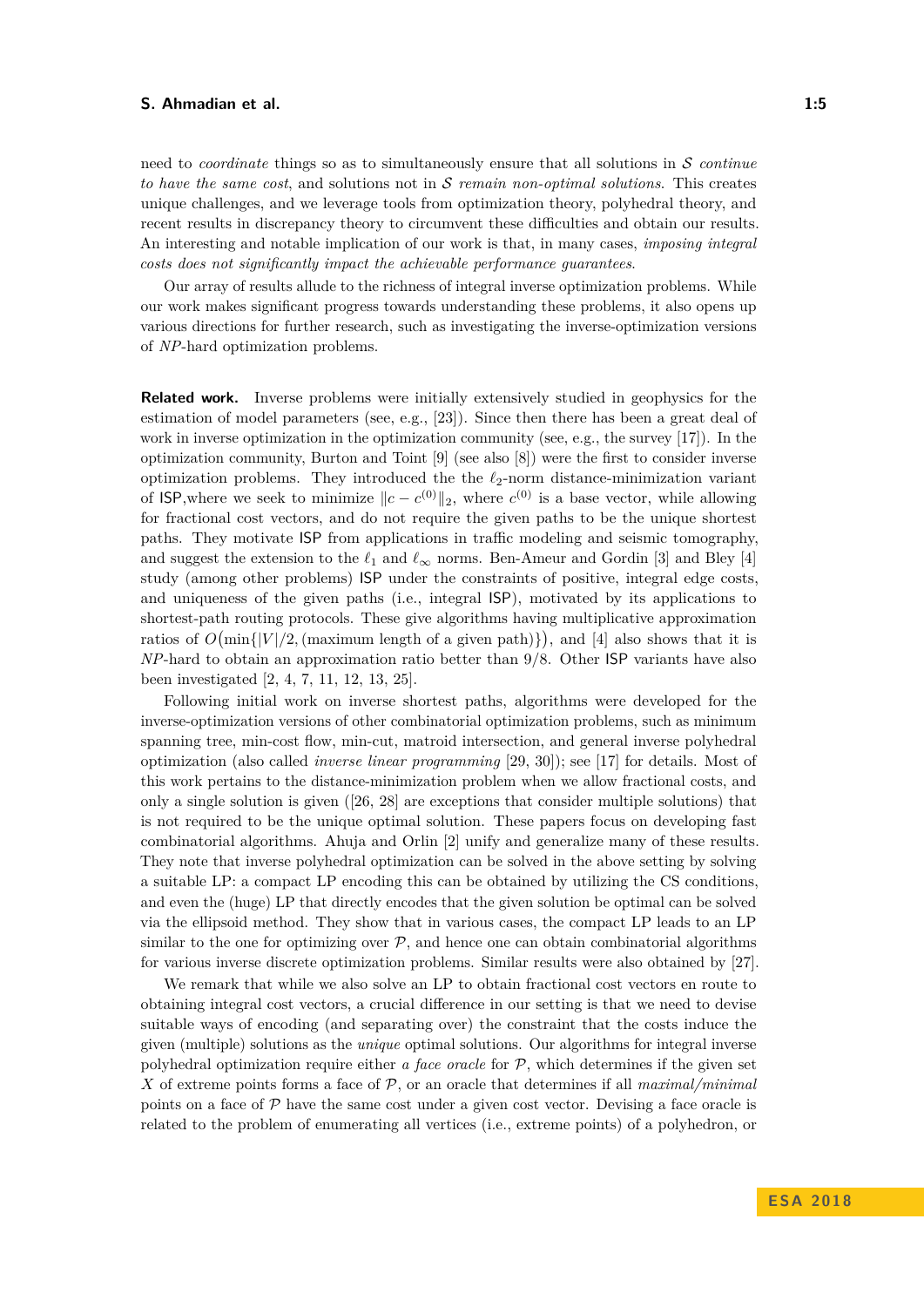need to *coordinate* things so as to simultaneously ensure that all solutions in $\mathcal{S}$ *continue to have the same cost*, and solutions not in $\mathcal{S}$ *remain non-optimal solutions*. This creates unique challenges, and we leverage tools from optimization theory, polyhedral theory, and recent results in discrepancy theory to circumvent these difficulties and obtain our results. An interesting and notable implication of our work is that, in many cases, *imposing integral costs does not significantly impact the achievable performance guarantees*.

Our array of results allude to the richness of integral inverse optimization problems. While our work makes significant progress towards understanding these problems, it also opens up various directions for further research, such as investigating the inverse-optimization versions of *NP*-hard optimization problems.

**Related work.** Inverse problems were initially extensively studied in geophysics for the estimation of model parameters (see, e.g., [23]). Since then there has been a great deal of work in inverse optimization in the optimization community (see, e.g., the survey [17]). In the optimization community, Burton and Toint [9] (see also [8]) were the first to consider inverse optimization problems. They introduced the the $\ell_2$-norm distance-minimization variant of ISP,where we seek to minimize $\|c - c^{(0)}\|_2$, where $c^{(0)}$ is a base vector, while allowing for fractional cost vectors, and do not require the given paths to be the unique shortest paths. They motivate ISP from applications in traffic modeling and seismic tomography, and suggest the extension to the $\ell_1$ and $\ell_\infty$ norms. Ben-Ameur and Gordin [3] and Bley [4] study (among other problems) ISP under the constraints of positive, integral edge costs, and uniqueness of the given paths (i.e., integral ISP), motivated by its applications to shortest-path routing protocols. These give algorithms having multiplicative approximation ratios of $O\big(\min\{|V|/2, (\text{maximum length of a given path})\}\big)$, and [4] also shows that it is *NP*-hard to obtain an approximation ratio better than 9/8. Other ISP variants have also been investigated [2, 4, 7, 11, 12, 13, 25].

Following initial work on inverse shortest paths, algorithms were developed for the inverse-optimization versions of other combinatorial optimization problems, such as minimum spanning tree, min-cost flow, min-cut, matroid intersection, and general inverse polyhedral optimization (also called *inverse linear programming* [29, 30]); see [17] for details. Most of this work pertains to the distance-minimization problem when we allow fractional costs, and only a single solution is given ([26, 28] are exceptions that consider multiple solutions) that is not required to be the unique optimal solution. These papers focus on developing fast combinatorial algorithms. Ahuja and Orlin [2] unify and generalize many of these results. They note that inverse polyhedral optimization can be solved in the above setting by solving a suitable LP: a compact LP encoding this can be obtained by utilizing the CS conditions, and even the (huge) LP that directly encodes that the given solution be optimal can be solved via the ellipsoid method. They show that in various cases, the compact LP leads to an LP similar to the one for optimizing over $\mathcal{P}$, and hence one can obtain combinatorial algorithms for various inverse discrete optimization problems. Similar results were also obtained by [27].

We remark that while we also solve an LP to obtain fractional cost vectors en route to obtaining integral cost vectors, a crucial difference in our setting is that we need to devise suitable ways of encoding (and separating over) the constraint that the costs induce the given (multiple) solutions as the *unique* optimal solutions. Our algorithms for integral inverse polyhedral optimization require either *a face oracle* for $\mathcal{P}$, which determines if the given set $X$ of extreme points forms a face of $\mathcal{P}$, or an oracle that determines if all *maximal/minimal* points on a face of $\mathcal{P}$ have the same cost under a given cost vector. Devising a face oracle is related to the problem of enumerating all vertices (i.e., extreme points) of a polyhedron, or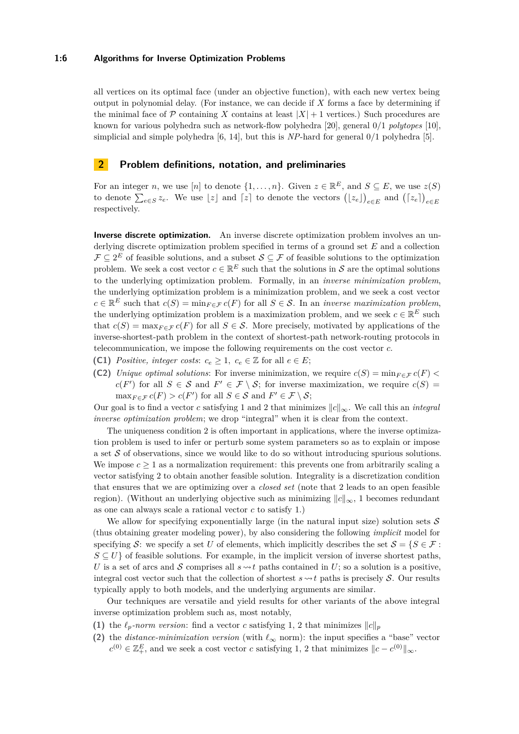all vertices on its optimal face (under an objective function), with each new vertex being output in polynomial delay. (For instance, we can decide if $X$ forms a face by determining if the minimal face of $\mathcal{P}$ containing $X$ contains at least $|X|+1$ vertices.) Such procedures are known for various polyhedra such as network-flow polyhedra [20], general 0/1 *polytopes* [10], simplicial and simple polyhedra [6, 14], but this is *NP*-hard for general 0/1 polyhedra [5].

## 2 Problem definitions, notation, and preliminaries

For an integer $n$, we use $[n]$ to denote $\{1, \ldots, n\}$. Given $z \in \mathbb{R}^E$, and $S \subseteq E$, we use $z(S)$ to denote $\sum_{e \in S} z_e$. We use $\lfloor z \rfloor$ and $\lceil z \rceil$ to denote the vectors $\left(\lfloor z_e \rfloor\right)_{e \in E}$ and $\left(\lceil z_e \rceil\right)_{e \in E}$ respectively.

**Inverse discrete optimization.** An inverse discrete optimization problem involves an underlying discrete optimization problem specified in terms of a ground set $E$ and a collection $\mathcal{F} \subseteq 2^E$ of feasible solutions, and a subset $\mathcal{S} \subseteq \mathcal{F}$ of feasible solutions to the optimization problem. We seek a cost vector $c \in \mathbb{R}^E$ such that the solutions in $\mathcal{S}$ are the optimal solutions to the underlying optimization problem. Formally, in an *inverse minimization problem*, the underlying optimization problem is a minimization problem, and we seek a cost vector $c \in \mathbb{R}^E$ such that $c(S) = \min_{F \in \mathcal{F}} c(F)$ for all $S \in \mathcal{S}$. In an *inverse maximization problem*, the underlying optimization problem is a maximization problem, and we seek $c \in \mathbb{R}^E$ such that $c(S) = \max_{F \in \mathcal{F}} c(F)$ for all $S \in \mathcal{S}$. More precisely, motivated by applications of the inverse-shortest-path problem in the context of shortest-path network-routing protocols in telecommunication, we impose the following requirements on the cost vector $c$.

- **(C1)** *Positive, integer costs*: $c_e \geq 1,\ c_e \in \mathbb{Z}$ for all $e \in E$;
- **(C2)** *Unique optimal solutions*: For inverse minimization, we require $c(S) = \min_{F \in \mathcal{F}} c(F) < c(F')$ for all $S \in \mathcal{S}$ and $F' \in \mathcal{F} \setminus \mathcal{S}$; for inverse maximization, we require $c(S) = \max_{F \in \mathcal{F}} c(F) > c(F')$ for all $S \in \mathcal{S}$ and $F' \in \mathcal{F} \setminus \mathcal{S}$;

Our goal is to find a vector $c$ satisfying 1 and 2 that minimizes $\|c\|_\infty$. We call this an *integral inverse optimization problem*; we drop "integral" when it is clear from the context.

The uniqueness condition 2 is often important in applications, where the inverse optimization problem is used to infer or perturb some system parameters so as to explain or impose a set $\mathcal{S}$ of observations, since we would like to do so without introducing spurious solutions. We impose $c \geq 1$ as a normalization requirement: this prevents one from arbitrarily scaling a vector satisfying 2 to obtain another feasible solution. Integrality is a discretization condition that ensures that we are optimizing over a *closed set* (note that 2 leads to an open feasible region). (Without an underlying objective such as minimizing $\|c\|_\infty$, 1 becomes redundant as one can always scale a rational vector $c$ to satisfy 1.)

We allow for specifying exponentially large (in the natural input size) solution sets $\mathcal{S}$ (thus obtaining greater modeling power), by also considering the following *implicit* model for specifying $\mathcal{S}$: we specify a set $U$ of elements, which implicitly describes the set $\mathcal{S} = \{S \in \mathcal{F} : S \subseteq U\}$ of feasible solutions. For example, in the implicit version of inverse shortest paths, $U$ is a set of arcs and $\mathcal{S}$ comprises all $s \rightsquigarrow t$ paths contained in $U$; so a solution is a positive, integral cost vector such that the collection of shortest $s \rightsquigarrow t$ paths is precisely $\mathcal{S}$. Our results typically apply to both models, and the underlying arguments are similar.

Our techniques are versatile and yield results for other variants of the above integral inverse optimization problem such as, most notably,

1. the *$\ell_p$-norm version*: find a vector $c$ satisfying 1, 2 that minimizes $\|c\|_p$
2. the *distance-minimization version* (with $\ell_\infty$ norm): the input specifies a "base" vector $c^{(0)} \in \mathbb{Z}_+^E$, and we seek a cost vector $c$ satisfying 1, 2 that minimizes $\|c - c^{(0)}\|_\infty$.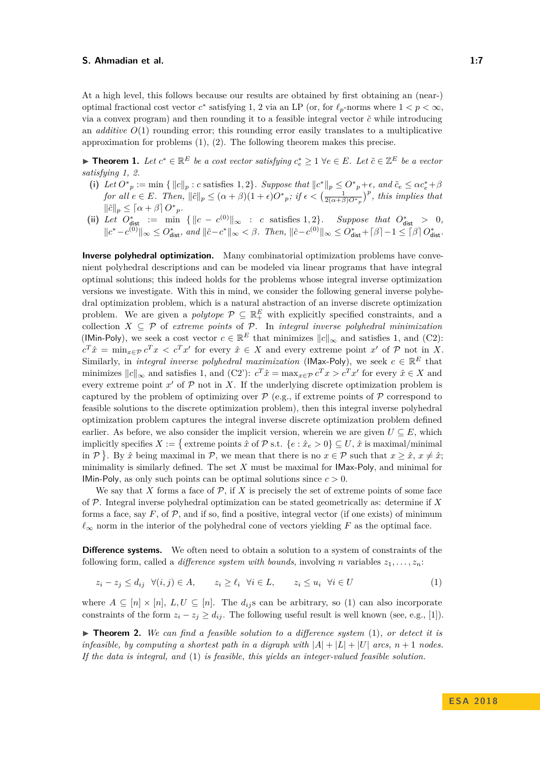At a high level, this follows because our results are obtained by first obtaining an (near-)optimal fractional cost vector $c^*$ satisfying 1, 2 via an LP (or, for $\ell_p$-norms where $1 < p < \infty$, via a convex program) and then rounding it to a feasible integral vector $\tilde{c}$ while introducing an *additive* $O(1)$ rounding error; this rounding error easily translates to a multiplicative approximation for problems (1), (2). The following theorem makes this precise.

▶ **Theorem 1.** *Let $c^* \in \mathbb{R}^E$ be a cost vector satisfying $c^*_e \geq 1\ \forall e \in E$. Let $\tilde{c} \in \mathbb{Z}^E$ be a vector satisfying 1, 2.*

**(i)** *Let ${O^*}_p := \min\left\{\|c\|_p : c \text{ satisfies } 1,2\right\}$. Suppose that $\|c^*\|_p \leq {O^*}_p + \epsilon$, and $\tilde{c}_e \leq \alpha c^*_e + \beta$ for all $e \in E$. Then, $\|\tilde{c}\|_p \leq (\alpha+\beta)(1+\epsilon){O^*}_p$; if $\epsilon < \left(\frac{1}{2(\alpha+\beta){O^*}_p}\right)^p$, this implies that $\|\tilde{c}\|_p \leq \lceil\alpha+\beta\rceil\,{O^*}_p$.*

**(ii)** *Let $O^*_{\mathsf{dist}} := \min\left\{\|c - c^{(0)}\|_\infty : c \text{ satisfies } 1,2\right\}$. Suppose that $O^*_{\mathsf{dist}} > 0$, $\|c^* - c^{(0)}\|_\infty \leq O^*_{\mathsf{dist}}$, and $\|\tilde{c} - c^*\|_\infty < \beta$. Then, $\|\tilde{c} - c^{(0)}\|_\infty \leq O^*_{\mathsf{dist}} + \lceil\beta\rceil - 1 \leq \lceil\beta\rceil\, O^*_{\mathsf{dist}}$.*

**Inverse polyhedral optimization.** Many combinatorial optimization problems have convenient polyhedral descriptions and can be modeled via linear programs that have integral optimal solutions; this indeed holds for the problems whose integral inverse optimization versions we investigate. With this in mind, we consider the following general inverse polyhedral optimization problem, which is a natural abstraction of an inverse discrete optimization problem. We are given a *polytope* $\mathcal{P} \subseteq \mathbb{R}^E_+$ with explicitly specified constraints, and a collection $X \subseteq \mathcal{P}$ of *extreme points* of $\mathcal{P}$. In *integral inverse polyhedral minimization* (IMin-Poly), we seek a cost vector $c \in \mathbb{R}^E$ that minimizes $\|c\|_\infty$ and satisfies 1, and (C2'): $c^T\hat{x} = \min_{x\in\mathcal{P}} c^T x < c^T x'$ for every $\hat{x} \in X$ and every extreme point $x'$ of $\mathcal{P}$ not in $X$. Similarly, in *integral inverse polyhedral maximization* (IMax-Poly), we seek $c \in \mathbb{R}^E$ that minimizes $\|c\|_\infty$ and satisfies 1, and (C2'): $c^T\hat{x} = \max_{x\in\mathcal{P}} c^T x > c^T x'$ for every $\hat{x} \in X$ and every extreme point $x'$ of $\mathcal{P}$ not in $X$. If the underlying discrete optimization problem is captured by the problem of optimizing over $\mathcal{P}$ (e.g., if extreme points of $\mathcal{P}$ correspond to feasible solutions to the discrete optimization problem), then this integral inverse polyhedral optimization problem captures the integral inverse discrete optimization problem defined earlier. As before, we also consider the implicit version, wherein we are given $U \subseteq E$, which implicitly specifies $X := \left\{\text{extreme points } \hat{x} \text{ of } \mathcal{P} \text{ s.t. } \{e : \hat{x}_e > 0\} \subseteq U,\ \hat{x} \text{ is maximal/minimal in } \mathcal{P}\right\}$. By $\hat{x}$ being maximal in $\mathcal{P}$, we mean that there is no $x \in \mathcal{P}$ such that $x \geq \hat{x}$, $x \neq \hat{x}$; minimality is similarly defined. The set $X$ must be maximal for IMax-Poly, and minimal for IMin-Poly, as only such points can be optimal solutions since $c > 0$.

We say that $X$ forms a face of $\mathcal{P}$, if $X$ is precisely the set of extreme points of some face of $\mathcal{P}$. Integral inverse polyhedral optimization can be stated geometrically as: determine if $X$ forms a face, say $F$, of $\mathcal{P}$, and if so, find a positive, integral vector (if one exists) of minimum $\ell_\infty$ norm in the interior of the polyhedral cone of vectors yielding $F$ as the optimal face.

**Difference systems.** We often need to obtain a solution to a system of constraints of the following form, called a *difference system with bounds*, involving $n$ variables $z_1, \ldots, z_n$:

$$z_i - z_j \leq d_{ij} \quad \forall (i,j) \in A, \qquad z_i \geq \ell_i \quad \forall i \in L, \qquad z_i \leq u_i \quad \forall i \in U \tag{1}$$

where $A \subseteq [n] \times [n]$, $L, U \subseteq [n]$. The $d_{ij}$s can be arbitrary, so (1) can also incorporate constraints of the form $z_i - z_j \geq d_{ij}$. The following useful result is well known (see, e.g., [1]).

▶ **Theorem 2.** *We can find a feasible solution to a difference system* (1)*, or detect it is infeasible, by computing a shortest path in a digraph with $|A| + |L| + |U|$ arcs, $n + 1$ nodes. If the data is integral, and* (1) *is feasible, this yields an integer-valued feasible solution.*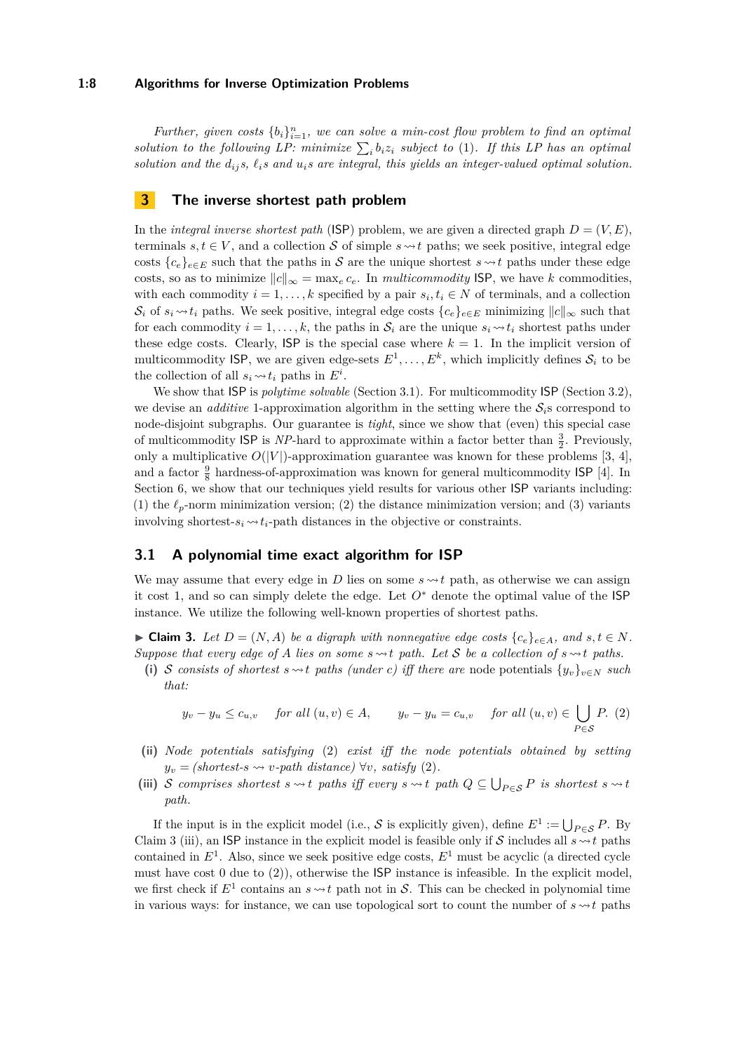*Further, given costs $\{b_i\}_{i=1}^n$, we can solve a min-cost flow problem to find an optimal solution to the following LP: minimize $\sum_i b_i z_i$ subject to (1). If this LP has an optimal solution and the $d_{ij}$s, $\ell_i$s and $u_i$s are integral, this yields an integer-valued optimal solution.*

## 3 The inverse shortest path problem

In the *integral inverse shortest path* (ISP) problem, we are given a directed graph $D = (V, E)$, terminals $s, t \in V$, and a collection $\mathcal{S}$ of simple $s \rightsquigarrow t$ paths; we seek positive, integral edge costs $\{c_e\}_{e \in E}$ such that the paths in $\mathcal{S}$ are the unique shortest $s \rightsquigarrow t$ paths under these edge costs, so as to minimize $\|c\|_\infty = \max_e c_e$. In *multicommodity* ISP, we have $k$ commodities, with each commodity $i = 1, \dots, k$ specified by a pair $s_i, t_i \in N$ of terminals, and a collection $\mathcal{S}_i$ of $s_i \rightsquigarrow t_i$ paths. We seek positive, integral edge costs $\{c_e\}_{e \in E}$ minimizing $\|c\|_\infty$ such that for each commodity $i = 1, \dots, k$, the paths in $\mathcal{S}_i$ are the unique $s_i \rightsquigarrow t_i$ shortest paths under these edge costs. Clearly, ISP is the special case where $k = 1$. In the implicit version of multicommodity ISP, we are given edge-sets $E^1, \dots, E^k$, which implicitly defines $\mathcal{S}_i$ to be the collection of all $s_i \rightsquigarrow t_i$ paths in $E^i$.

We show that ISP is *polytime solvable* (Section 3.1). For multicommodity ISP (Section 3.2), we devise an *additive* 1-approximation algorithm in the setting where the $\mathcal{S}_i$s correspond to node-disjoint subgraphs. Our guarantee is *tight*, since we show that (even) this special case of multicommodity ISP is *NP*-hard to approximate within a factor better than $\frac{3}{2}$. Previously, only a multiplicative $O(|V|)$-approximation guarantee was known for these problems [3, 4], and a factor $\frac{9}{8}$ hardness-of-approximation was known for general multicommodity ISP [4]. In Section 6, we show that our techniques yield results for various other ISP variants including: (1) the $\ell_p$-norm minimization version; (2) the distance minimization version; and (3) variants involving shortest-$s_i \rightsquigarrow t_i$-path distances in the objective or constraints.

### 3.1 A polynomial time exact algorithm for ISP

We may assume that every edge in $D$ lies on some $s \rightsquigarrow t$ path, as otherwise we can assign it cost 1, and so can simply delete the edge. Let $O^*$ denote the optimal value of the ISP instance. We utilize the following well-known properties of shortest paths.

▶ **Claim 3.** *Let $D = (N, A)$ be a digraph with nonnegative edge costs $\{c_e\}_{e \in A}$, and $s, t \in N$. Suppose that every edge of $A$ lies on some $s \rightsquigarrow t$ path. Let $\mathcal{S}$ be a collection of $s \rightsquigarrow t$ paths.*

**(i)** *$\mathcal{S}$ consists of shortest $s \rightsquigarrow t$ paths (under $c$) iff there are* node potentials *$\{y_v\}_{v \in N}$ such that:*

$$y_v - y_u \le c_{u,v} \quad \text{for all } (u, v) \in A, \qquad y_v - y_u = c_{u,v} \quad \text{for all } (u, v) \in \bigcup_{P \in \mathcal{S}} P. \tag{2}$$

**(ii)** *Node potentials satisfying (2) exist iff the node potentials obtained by setting $y_v =$ (shortest-$s \rightsquigarrow v$-path distance) $\forall v$, satisfy (2).*

**(iii)** *$\mathcal{S}$ comprises shortest $s \rightsquigarrow t$ paths iff every $s \rightsquigarrow t$ path $Q \subseteq \bigcup_{P \in \mathcal{S}} P$ is shortest $s \rightsquigarrow t$ path.*

If the input is in the explicit model (i.e., $\mathcal{S}$ is explicitly given), define $E^1 := \bigcup_{P \in \mathcal{S}} P$. By Claim 3 (iii), an ISP instance in the explicit model is feasible only if $\mathcal{S}$ includes all $s \rightsquigarrow t$ paths contained in $E^1$. Also, since we seek positive edge costs, $E^1$ must be acyclic (a directed cycle must have cost 0 due to (2)), otherwise the ISP instance is infeasible. In the explicit model, we first check if $E^1$ contains an $s \rightsquigarrow t$ path not in $\mathcal{S}$. This can be checked in polynomial time in various ways: for instance, we can use topological sort to count the number of $s \rightsquigarrow t$ paths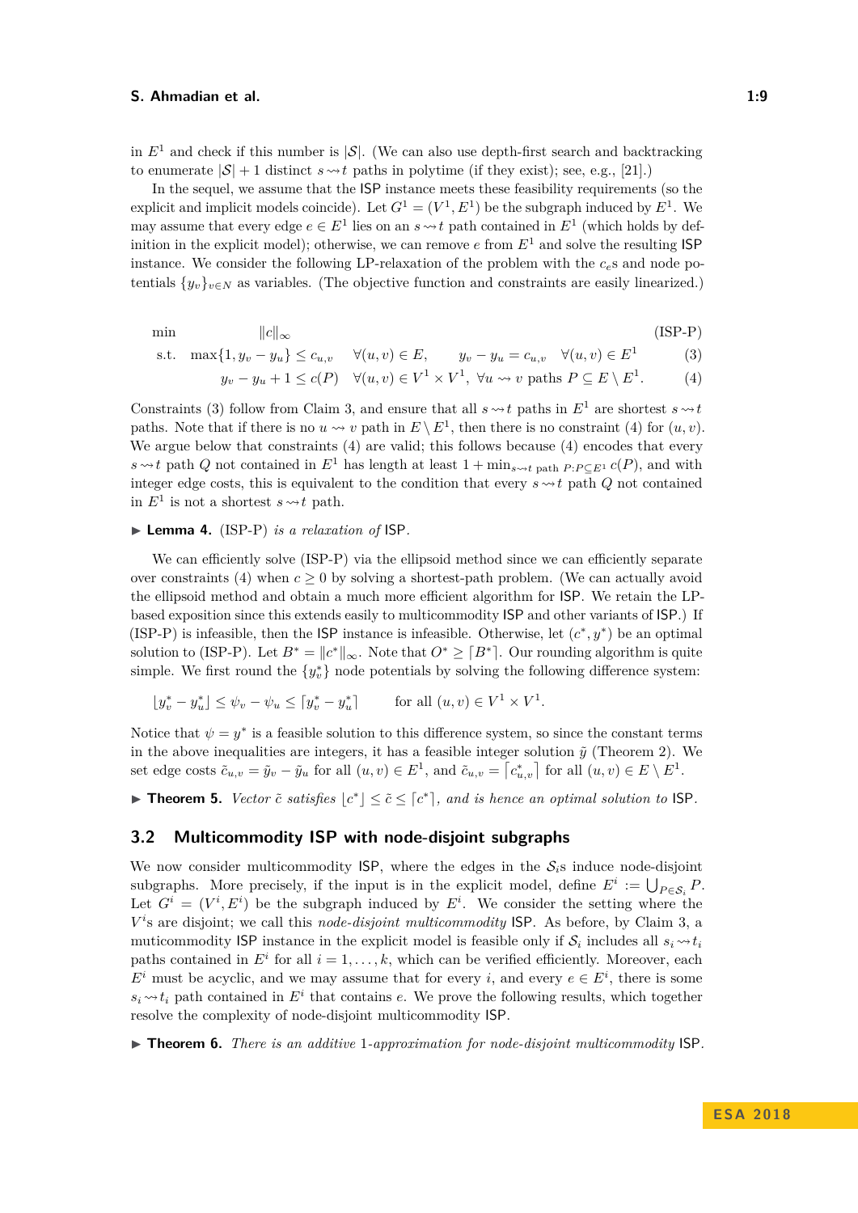in $E^1$ and check if this number is $|\mathcal{S}|$. (We can also use depth-first search and backtracking to enumerate $|\mathcal{S}|+1$ distinct $s \rightsquigarrow t$ paths in polytime (if they exist); see, e.g., [21].)

In the sequel, we assume that the ISP instance meets these feasibility requirements (so the explicit and implicit models coincide). Let $G^1 = (V^1, E^1)$ be the subgraph induced by $E^1$. We may assume that every edge $e \in E^1$ lies on an $s \rightsquigarrow t$ path contained in $E^1$ (which holds by definition in the explicit model); otherwise, we can remove $e$ from $E^1$ and solve the resulting ISP instance. We consider the following LP-relaxation of the problem with the $c_e$s and node potentials $\{y_v\}_{v \in N}$ as variables. (The objective function and constraints are easily linearized.)

$$
\begin{aligned}
\min \quad & \|c\|_\infty && && \text{(ISP-P)}\\
\text{s.t.} \quad & \max\{1, y_v - y_u\} \le c_{u,v} \quad \forall (u,v) \in E, && y_v - y_u = c_{u,v} \quad \forall (u,v) \in E^1 && (3)\\
& y_v - y_u + 1 \le c(P) \quad \forall (u,v) \in V^1 \times V^1,\ \forall u \rightsquigarrow v \text{ paths } P \subseteq E \setminus E^1. && && (4)
\end{aligned}
$$

Constraints (3) follow from Claim 3, and ensure that all $s \rightsquigarrow t$ paths in $E^1$ are shortest $s \rightsquigarrow t$ paths. Note that if there is no $u \rightsquigarrow v$ path in $E \setminus E^1$, then there is no constraint (4) for $(u, v)$. We argue below that constraints (4) are valid; this follows because (4) encodes that every $s \rightsquigarrow t$ path $Q$ not contained in $E^1$ has length at least $1 + \min_{s \rightsquigarrow t \text{ path } P : P \subseteq E^1} c(P)$, and with integer edge costs, this is equivalent to the condition that every $s \rightsquigarrow t$ path $Q$ not contained in $E^1$ is not a shortest $s \rightsquigarrow t$ path.

▶ **Lemma 4.** *(ISP-P) is a relaxation of* ISP.

We can efficiently solve (ISP-P) via the ellipsoid method since we can efficiently separate over constraints (4) when $c \ge 0$ by solving a shortest-path problem. (We can actually avoid the ellipsoid method and obtain a much more efficient algorithm for ISP. We retain the LP-based exposition since this extends easily to multicommodity ISP and other variants of ISP.) If (ISP-P) is infeasible, then the ISP instance is infeasible. Otherwise, let $(c^*, y^*)$ be an optimal solution to (ISP-P). Let $B^* = \|c^*\|_\infty$. Note that $O^* \ge \lceil B^* \rceil$. Our rounding algorithm is quite simple. We first round the $\{y_v^*\}$ node potentials by solving the following difference system:

$$\lfloor y_v^* - y_u^* \rfloor \le \psi_v - \psi_u \le \lceil y_v^* - y_u^* \rceil \qquad \text{for all } (u,v) \in V^1 \times V^1.$$

Notice that $\psi = y^*$ is a feasible solution to this difference system, so since the constant terms in the above inequalities are integers, it has a feasible integer solution $\tilde{y}$ (Theorem 2). We set edge costs $\tilde{c}_{u,v} = \tilde{y}_v - \tilde{y}_u$ for all $(u,v) \in E^1$, and $\tilde{c}_{u,v} = \lceil c^*_{u,v} \rceil$ for all $(u,v) \in E \setminus E^1$.

▶ **Theorem 5.** *Vector $\tilde{c}$ satisfies $\lfloor c^* \rfloor \le \tilde{c} \le \lceil c^* \rceil$, and is hence an optimal solution to* ISP.

## 3.2 Multicommodity ISP with node-disjoint subgraphs

We now consider multicommodity ISP, where the edges in the $\mathcal{S}_i$s induce node-disjoint subgraphs. More precisely, if the input is in the explicit model, define $E^i := \bigcup_{P \in \mathcal{S}_i} P$. Let $G^i = (V^i, E^i)$ be the subgraph induced by $E^i$. We consider the setting where the $V^i$s are disjoint; we call this *node-disjoint multicommodity* ISP. As before, by Claim 3, a muticommodity ISP instance in the explicit model is feasible only if $\mathcal{S}_i$ includes all $s_i \rightsquigarrow t_i$ paths contained in $E^i$ for all $i = 1, \dots, k$, which can be verified efficiently. Moreover, each $E^i$ must be acyclic, and we may assume that for every $i$, and every $e \in E^i$, there is some $s_i \rightsquigarrow t_i$ path contained in $E^i$ that contains $e$. We prove the following results, which together resolve the complexity of node-disjoint multicommodity ISP.

▶ **Theorem 6.** *There is an additive* 1*-approximation for node-disjoint multicommodity* ISP.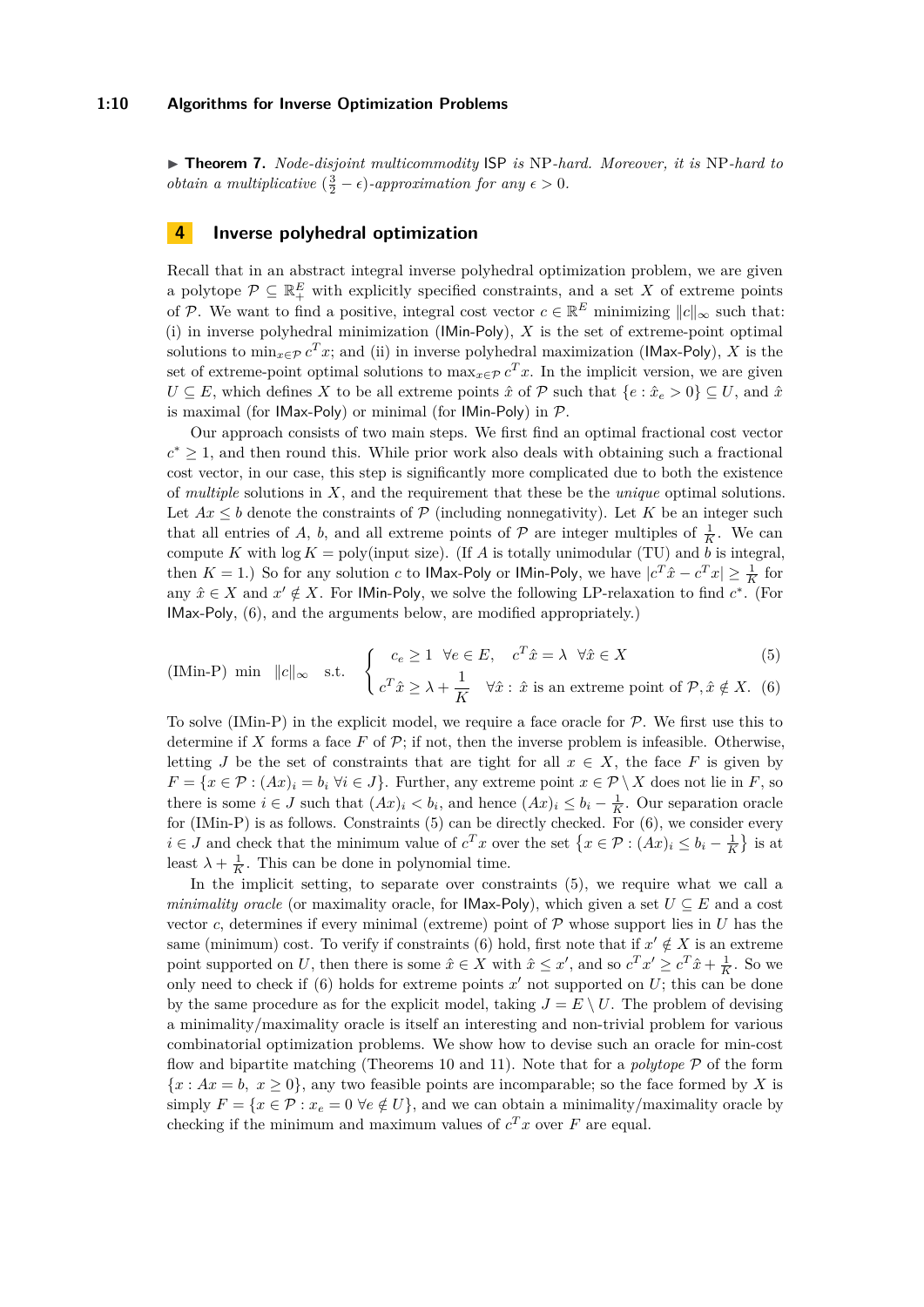▶ **Theorem 7.** *Node-disjoint multicommodity* ISP *is* NP*-hard. Moreover, it is* NP*-hard to obtain a multiplicative* $(\frac{3}{2} - \epsilon)$*-approximation for any* $\epsilon > 0$*.*

## 4 Inverse polyhedral optimization

Recall that in an abstract integral inverse polyhedral optimization problem, we are given a polytope $\mathcal{P} \subseteq \mathbb{R}_+^E$ with explicitly specified constraints, and a set $X$ of extreme points of $\mathcal{P}$. We want to find a positive, integral cost vector $c \in \mathbb{R}^E$ minimizing $\|c\|_\infty$ such that: (i) in inverse polyhedral minimization (IMin-Poly), $X$ is the set of extreme-point optimal solutions to $\min_{x \in \mathcal{P}} c^T x$; and (ii) in inverse polyhedral maximization (IMax-Poly), $X$ is the set of extreme-point optimal solutions to $\max_{x \in \mathcal{P}} c^T x$. In the implicit version, we are given $U \subseteq E$, which defines $X$ to be all extreme points $\hat{x}$ of $\mathcal{P}$ such that $\{e : \hat{x}_e > 0\} \subseteq U$, and $\hat{x}$ is maximal (for IMax-Poly) or minimal (for IMin-Poly) in $\mathcal{P}$.

Our approach consists of two main steps. We first find an optimal fractional cost vector $c^* \geq 1$, and then round this. While prior work also deals with obtaining such a fractional cost vector, in our case, this step is significantly more complicated due to both the existence of *multiple* solutions in $X$, and the requirement that these be the *unique* optimal solutions. Let $Ax \leq b$ denote the constraints of $\mathcal{P}$ (including nonnegativity). Let $K$ be an integer such that all entries of $A$, $b$, and all extreme points of $\mathcal{P}$ are integer multiples of $\frac{1}{K}$. We can compute $K$ with $\log K = \text{poly}(\text{input size})$. (If $A$ is totally unimodular (TU) and $b$ is integral, then $K = 1$.) So for any solution $c$ to IMax-Poly or IMin-Poly, we have $|c^T \hat{x} - c^T x| \geq \frac{1}{K}$ for any $\hat{x} \in X$ and $x' \notin X$. For IMin-Poly, we solve the following LP-relaxation to find $c^*$. (For IMax-Poly, (6), and the arguments below, are modified appropriately.)

$$
\text{(IMin-P)} \;\; \min \;\; \|c\|_\infty \quad \text{s.t.} \quad \left\{ \begin{array}{ll} c_e \geq 1 \;\; \forall e \in E, \quad c^T \hat{x} = \lambda \;\; \forall \hat{x} \in X & (5) \\ c^T \hat{x} \geq \lambda + \dfrac{1}{K} \quad \forall \hat{x} : \hat{x} \text{ is an extreme point of } \mathcal{P}, \hat{x} \notin X. & (6) \end{array} \right.
$$

To solve (IMin-P) in the explicit model, we require a face oracle for $\mathcal{P}$. We first use this to determine if $X$ forms a face $F$ of $\mathcal{P}$; if not, then the inverse problem is infeasible. Otherwise, letting $J$ be the set of constraints that are tight for all $x \in X$, the face $F$ is given by $F = \{x \in \mathcal{P} : (Ax)_i = b_i \; \forall i \in J\}$. Further, any extreme point $x \in \mathcal{P} \setminus X$ does not lie in $F$, so there is some $i \in J$ such that $(Ax)_i < b_i$, and hence $(Ax)_i \leq b_i - \frac{1}{K}$. Our separation oracle for (IMin-P) is as follows. Constraints (5) can be directly checked. For (6), we consider every $i \in J$ and check that the minimum value of $c^T x$ over the set $\left\{x \in \mathcal{P} : (Ax)_i \leq b_i - \frac{1}{K}\right\}$ is at least $\lambda + \frac{1}{K}$. This can be done in polynomial time.

In the implicit setting, to separate over constraints (5), we require what we call a *minimality oracle* (or maximality oracle, for IMax-Poly), which given a set $U \subseteq E$ and a cost vector $c$, determines if every minimal (extreme) point of $\mathcal{P}$ whose support lies in $U$ has the same (minimum) cost. To verify if constraints (6) hold, first note that if $x' \notin X$ is an extreme point supported on $U$, then there is some $\hat{x} \in X$ with $\hat{x} \leq x'$, and so $c^T x' \geq c^T \hat{x} + \frac{1}{K}$. So we only need to check if (6) holds for extreme points $x'$ not supported on $U$; this can be done by the same procedure as for the explicit model, taking $J = E \setminus U$. The problem of devising a minimality/maximality oracle is itself an interesting and non-trivial problem for various combinatorial optimization problems. We show how to devise such an oracle for min-cost flow and bipartite matching (Theorems 10 and 11). Note that for a *polytope* $\mathcal{P}$ of the form $\{x : Ax = b, \; x \geq 0\}$, any two feasible points are incomparable; so the face formed by $X$ is simply $F = \{x \in \mathcal{P} : x_e = 0 \; \forall e \notin U\}$, and we can obtain a minimality/maximality oracle by checking if the minimum and maximum values of $c^T x$ over $F$ are equal.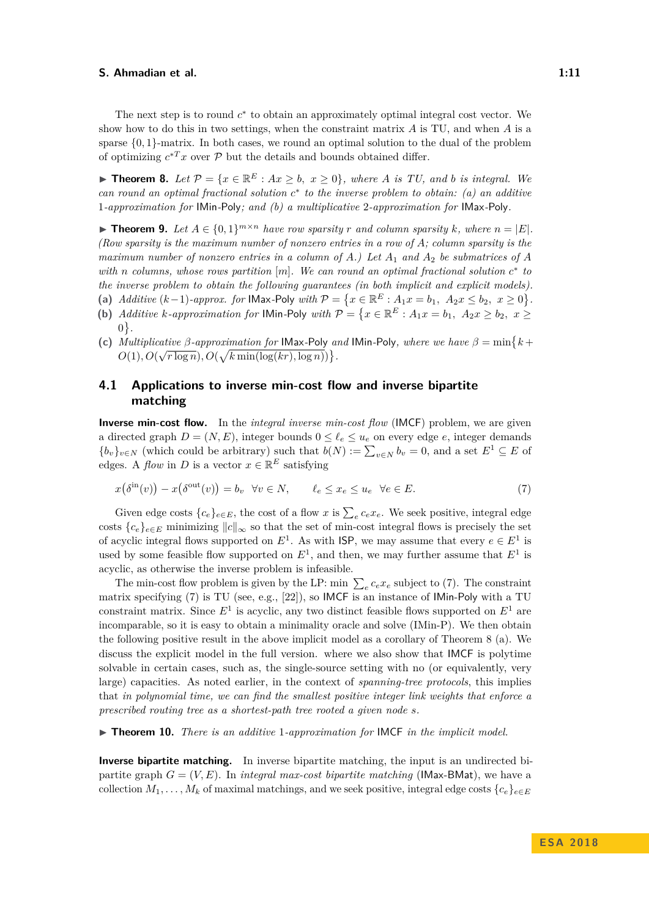The next step is to round $c^*$ to obtain an approximately optimal integral cost vector. We show how to do this in two settings, when the constraint matrix $A$ is TU, and when $A$ is a sparse $\{0,1\}$-matrix. In both cases, we round an optimal solution to the dual of the problem of optimizing $c^{*T}x$ over $\mathcal{P}$ but the details and bounds obtained differ.

▶ **Theorem 8.** *Let $\mathcal{P} = \{x \in \mathbb{R}^E : Ax \geq b,\ x \geq 0\}$, where $A$ is TU, and $b$ is integral. We can round an optimal fractional solution $c^*$ to the inverse problem to obtain: (a) an additive 1-approximation for* IMin-Poly*; and (b) a multiplicative 2-approximation for* IMax-Poly.

▶ **Theorem 9.** *Let $A \in \{0,1\}^{m \times n}$ have row sparsity $r$ and column sparsity $k$, where $n = |E|$. (Row sparsity is the maximum number of nonzero entries in a row of $A$; column sparsity is the maximum number of nonzero entries in a column of $A$.) Let $A_1$ and $A_2$ be submatrices of $A$ with $n$ columns, whose rows partition $[m]$. We can round an optimal fractional solution $c^*$ to the inverse problem to obtain the following guarantees (in both implicit and explicit models).*

**(a)** *Additive $(k-1)$-approx. for* IMax-Poly *with $\mathcal{P} = \{x \in \mathbb{R}^E : A_1x = b_1,\ A_2x \leq b_2,\ x \geq 0\}$.*

**(b)** *Additive $k$-approximation for* IMin-Poly *with $\mathcal{P} = \{x \in \mathbb{R}^E : A_1x = b_1,\ A_2x \geq b_2,\ x \geq 0\}$.*

**(c)** *Multiplicative $\beta$-approximation for* IMax-Poly *and* IMin-Poly*, where we have $\beta = \min\{k + O(1), O(\sqrt{r \log n}), O(\sqrt{k \min(\log(kr), \log n)})\}$.*

## 4.1 Applications to inverse min-cost flow and inverse bipartite matching

**Inverse min-cost flow.** In the *integral inverse min-cost flow* (IMCF) problem, we are given a directed graph $D = (N, E)$, integer bounds $0 \leq \ell_e \leq u_e$ on every edge $e$, integer demands $\{b_v\}_{v \in N}$ (which could be arbitrary) such that $b(N) := \sum_{v \in N} b_v = 0$, and a set $E^1 \subseteq E$ of edges. A *flow* in $D$ is a vector $x \in \mathbb{R}^E$ satisfying

$$x\big(\delta^{\text{in}}(v)\big) - x\big(\delta^{\text{out}}(v)\big) = b_v \quad \forall v \in N, \qquad \ell_e \leq x_e \leq u_e \quad \forall e \in E. \tag{7}$$

Given edge costs $\{c_e\}_{e \in E}$, the cost of a flow $x$ is $\sum_e c_e x_e$. We seek positive, integral edge costs $\{c_e\}_{e \in E}$ minimizing $\|c\|_\infty$ so that the set of min-cost integral flows is precisely the set of acyclic integral flows supported on $E^1$. As with ISP, we may assume that every $e \in E^1$ is used by some feasible flow supported on $E^1$, and then, we may further assume that $E^1$ is acyclic, as otherwise the inverse problem is infeasible.

The min-cost flow problem is given by the LP: min $\sum_e c_e x_e$ subject to (7). The constraint matrix specifying (7) is TU (see, e.g., [22]), so IMCF is an instance of IMin-Poly with a TU constraint matrix. Since $E^1$ is acyclic, any two distinct feasible flows supported on $E^1$ are incomparable, so it is easy to obtain a minimality oracle and solve (IMin-P). We then obtain the following positive result in the above implicit model as a corollary of Theorem 8 (a). We discuss the explicit model in the full version. where we also show that IMCF is polytime solvable in certain cases, such as, the single-source setting with no (or equivalently, very large) capacities. As noted earlier, in the context of *spanning-tree protocols*, this implies that *in polynomial time, we can find the smallest positive integer link weights that enforce a prescribed routing tree as a shortest-path tree rooted a given node $s$.*

▶ **Theorem 10.** *There is an additive 1-approximation for* IMCF *in the implicit model.*

**Inverse bipartite matching.** In inverse bipartite matching, the input is an undirected bipartite graph $G = (V, E)$. In *integral max-cost bipartite matching* (IMax-BMat), we have a collection $M_1, \ldots, M_k$ of maximal matchings, and we seek positive, integral edge costs $\{c_e\}_{e \in E}$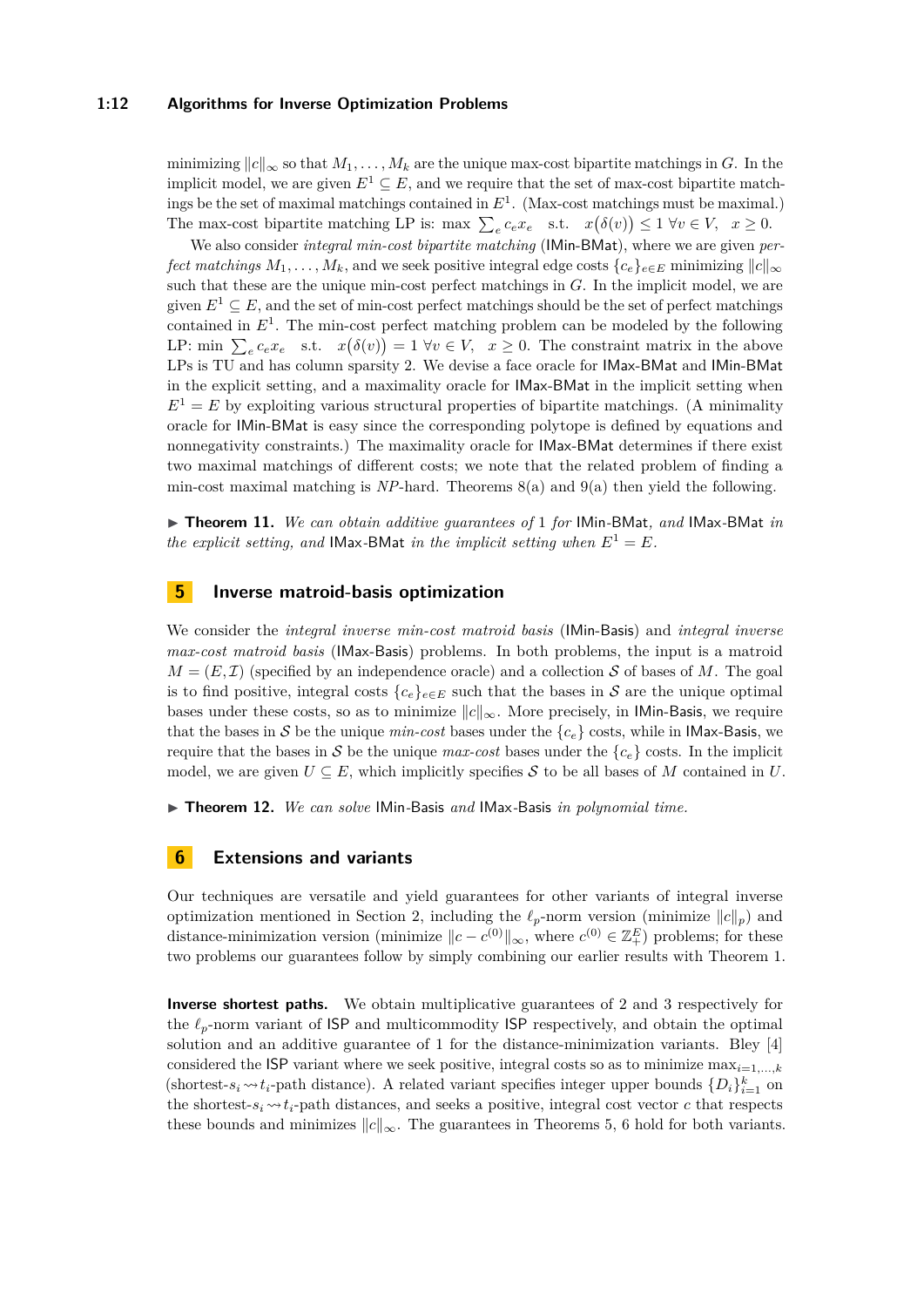minimizing $\|c\|_\infty$ so that $M_1, \ldots, M_k$ are the unique max-cost bipartite matchings in $G$. In the implicit model, we are given $E^1 \subseteq E$, and we require that the set of max-cost bipartite matchings be the set of maximal matchings contained in $E^1$. (Max-cost matchings must be maximal.) The max-cost bipartite matching LP is: max $\sum_e c_e x_e$ s.t. $x\big(\delta(v)\big) \leq 1 \ \forall v \in V, \ \ x \geq 0$.

We also consider *integral min-cost bipartite matching* (IMin-BMat), where we are given *perfect matchings* $M_1, \ldots, M_k$, and we seek positive integral edge costs $\{c_e\}_{e \in E}$ minimizing $\|c\|_\infty$ such that these are the unique min-cost perfect matchings in $G$. In the implicit model, we are given $E^1 \subseteq E$, and the set of min-cost perfect matchings should be the set of perfect matchings contained in $E^1$. The min-cost perfect matching problem can be modeled by the following LP: min $\sum_e c_e x_e$ s.t. $x\big(\delta(v)\big) = 1 \ \forall v \in V, \ \ x \geq 0$. The constraint matrix in the above LPs is TU and has column sparsity 2. We devise a face oracle for IMax-BMat and IMin-BMat in the explicit setting, and a maximality oracle for IMax-BMat in the implicit setting when $E^1 = E$ by exploiting various structural properties of bipartite matchings. (A minimality oracle for IMin-BMat is easy since the corresponding polytope is defined by equations and nonnegativity constraints.) The maximality oracle for IMax-BMat determines if there exist two maximal matchings of different costs; we note that the related problem of finding a min-cost maximal matching is *NP*-hard. Theorems 8(a) and 9(a) then yield the following.

▶ **Theorem 11.** *We can obtain additive guarantees of* 1 *for* IMin-BMat*, and* IMax-BMat *in the explicit setting, and* IMax-BMat *in the implicit setting when* $E^1 = E$.

## 5 Inverse matroid-basis optimization

We consider the *integral inverse min-cost matroid basis* (IMin-Basis) and *integral inverse max-cost matroid basis* (IMax-Basis) problems. In both problems, the input is a matroid $M = (E, \mathcal{I})$ (specified by an independence oracle) and a collection $\mathcal{S}$ of bases of $M$. The goal is to find positive, integral costs $\{c_e\}_{e \in E}$ such that the bases in $\mathcal{S}$ are the unique optimal bases under these costs, so as to minimize $\|c\|_\infty$. More precisely, in IMin-Basis, we require that the bases in $\mathcal{S}$ be the unique *min-cost* bases under the $\{c_e\}$ costs, while in IMax-Basis, we require that the bases in $\mathcal{S}$ be the unique *max-cost* bases under the $\{c_e\}$ costs. In the implicit model, we are given $U \subseteq E$, which implicitly specifies $\mathcal{S}$ to be all bases of $M$ contained in $U$.

▶ **Theorem 12.** *We can solve* IMin-Basis *and* IMax-Basis *in polynomial time.*

## 6 Extensions and variants

Our techniques are versatile and yield guarantees for other variants of integral inverse optimization mentioned in Section 2, including the $\ell_p$-norm version (minimize $\|c\|_p$) and distance-minimization version (minimize $\|c - c^{(0)}\|_\infty$, where $c^{(0)} \in \mathbb{Z}_+^E$) problems; for these two problems our guarantees follow by simply combining our earlier results with Theorem 1.

**Inverse shortest paths.** We obtain multiplicative guarantees of 2 and 3 respectively for the $\ell_p$-norm variant of ISP and multicommodity ISP respectively, and obtain the optimal solution and an additive guarantee of 1 for the distance-minimization variants. Bley [4] considered the ISP variant where we seek positive, integral costs so as to minimize $\max_{i=1,\ldots,k}$ (shortest-$s_i \rightsquigarrow t_i$-path distance). A related variant specifies integer upper bounds $\{D_i\}_{i=1}^k$ on the shortest-$s_i \rightsquigarrow t_i$-path distances, and seeks a positive, integral cost vector $c$ that respects these bounds and minimizes $\|c\|_\infty$. The guarantees in Theorems 5, 6 hold for both variants.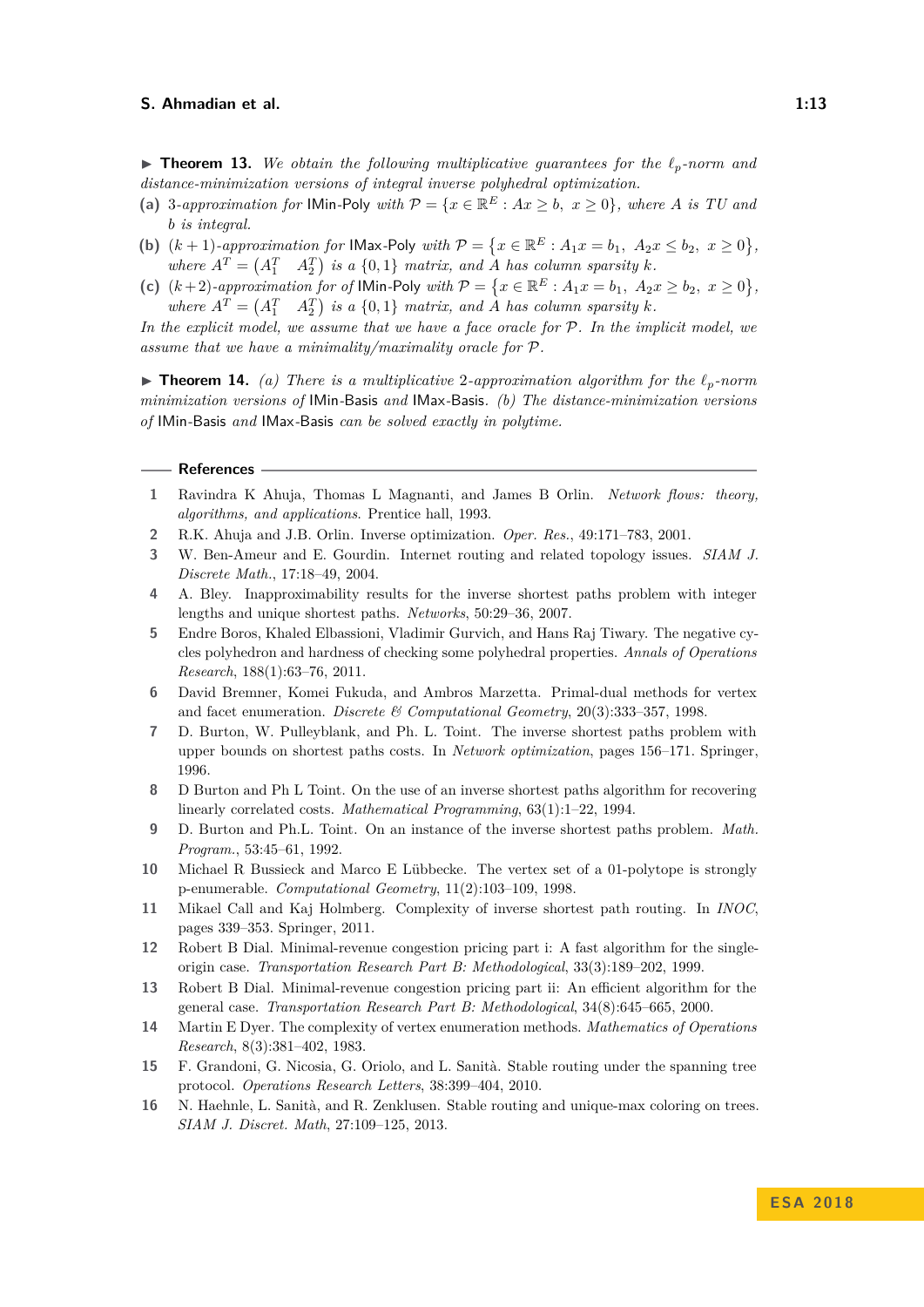▶ **Theorem 13.** *We obtain the following multiplicative guarantees for the $\ell_p$-norm and distance-minimization versions of integral inverse polyhedral optimization.*

**(a)** *3-approximation for* IMin-Poly *with $\mathcal{P} = \{x \in \mathbb{R}^E : Ax \geq b,\ x \geq 0\}$, where $A$ is TU and $b$ is integral.*

**(b)** *$(k+1)$-approximation for* IMax-Poly *with $\mathcal{P} = \{x \in \mathbb{R}^E : A_1 x = b_1,\ A_2 x \leq b_2,\ x \geq 0\}$, where $A^T = \begin{pmatrix} A_1^T & A_2^T \end{pmatrix}$ is a $\{0,1\}$ matrix, and $A$ has column sparsity $k$.*

**(c)** *$(k+2)$-approximation for of* IMin-Poly *with $\mathcal{P} = \{x \in \mathbb{R}^E : A_1 x = b_1,\ A_2 x \geq b_2,\ x \geq 0\}$, where $A^T = \begin{pmatrix} A_1^T & A_2^T \end{pmatrix}$ is a $\{0,1\}$ matrix, and $A$ has column sparsity $k$.*

*In the explicit model, we assume that we have a face oracle for $\mathcal{P}$. In the implicit model, we assume that we have a minimality/maximality oracle for $\mathcal{P}$.*

▶ **Theorem 14.** *(a) There is a multiplicative 2-approximation algorithm for the $\ell_p$-norm minimization versions of* IMin-Basis *and* IMax-Basis*. (b) The distance-minimization versions of* IMin-Basis *and* IMax-Basis *can be solved exactly in polytime.*

## References

1. Ravindra K Ahuja, Thomas L Magnanti, and James B Orlin. *Network flows: theory, algorithms, and applications*. Prentice hall, 1993.
2. R.K. Ahuja and J.B. Orlin. Inverse optimization. *Oper. Res.*, 49:171–783, 2001.
3. W. Ben-Ameur and E. Gourdin. Internet routing and related topology issues. *SIAM J. Discrete Math.*, 17:18–49, 2004.
4. A. Bley. Inapproximability results for the inverse shortest paths problem with integer lengths and unique shortest paths. *Networks*, 50:29–36, 2007.
5. Endre Boros, Khaled Elbassioni, Vladimir Gurvich, and Hans Raj Tiwary. The negative cycles polyhedron and hardness of checking some polyhedral properties. *Annals of Operations Research*, 188(1):63–76, 2011.
6. David Bremner, Komei Fukuda, and Ambros Marzetta. Primal-dual methods for vertex and facet enumeration. *Discrete & Computational Geometry*, 20(3):333–357, 1998.
7. D. Burton, W. Pulleyblank, and Ph. L. Toint. The inverse shortest paths problem with upper bounds on shortest paths costs. In *Network optimization*, pages 156–171. Springer, 1996.
8. D Burton and Ph L Toint. On the use of an inverse shortest paths algorithm for recovering linearly correlated costs. *Mathematical Programming*, 63(1):1–22, 1994.
9. D. Burton and Ph.L. Toint. On an instance of the inverse shortest paths problem. *Math. Program.*, 53:45–61, 1992.
10. Michael R Bussieck and Marco E Lübbecke. The vertex set of a 01-polytope is strongly p-enumerable. *Computational Geometry*, 11(2):103–109, 1998.
11. Mikael Call and Kaj Holmberg. Complexity of inverse shortest path routing. In *INOC*, pages 339–353. Springer, 2011.
12. Robert B Dial. Minimal-revenue congestion pricing part i: A fast algorithm for the single-origin case. *Transportation Research Part B: Methodological*, 33(3):189–202, 1999.
13. Robert B Dial. Minimal-revenue congestion pricing part ii: An efficient algorithm for the general case. *Transportation Research Part B: Methodological*, 34(8):645–665, 2000.
14. Martin E Dyer. The complexity of vertex enumeration methods. *Mathematics of Operations Research*, 8(3):381–402, 1983.
15. F. Grandoni, G. Nicosia, G. Oriolo, and L. Sanità. Stable routing under the spanning tree protocol. *Operations Research Letters*, 38:399–404, 2010.
16. N. Haehnle, L. Sanità, and R. Zenklusen. Stable routing and unique-max coloring on trees. *SIAM J. Discret. Math*, 27:109–125, 2013.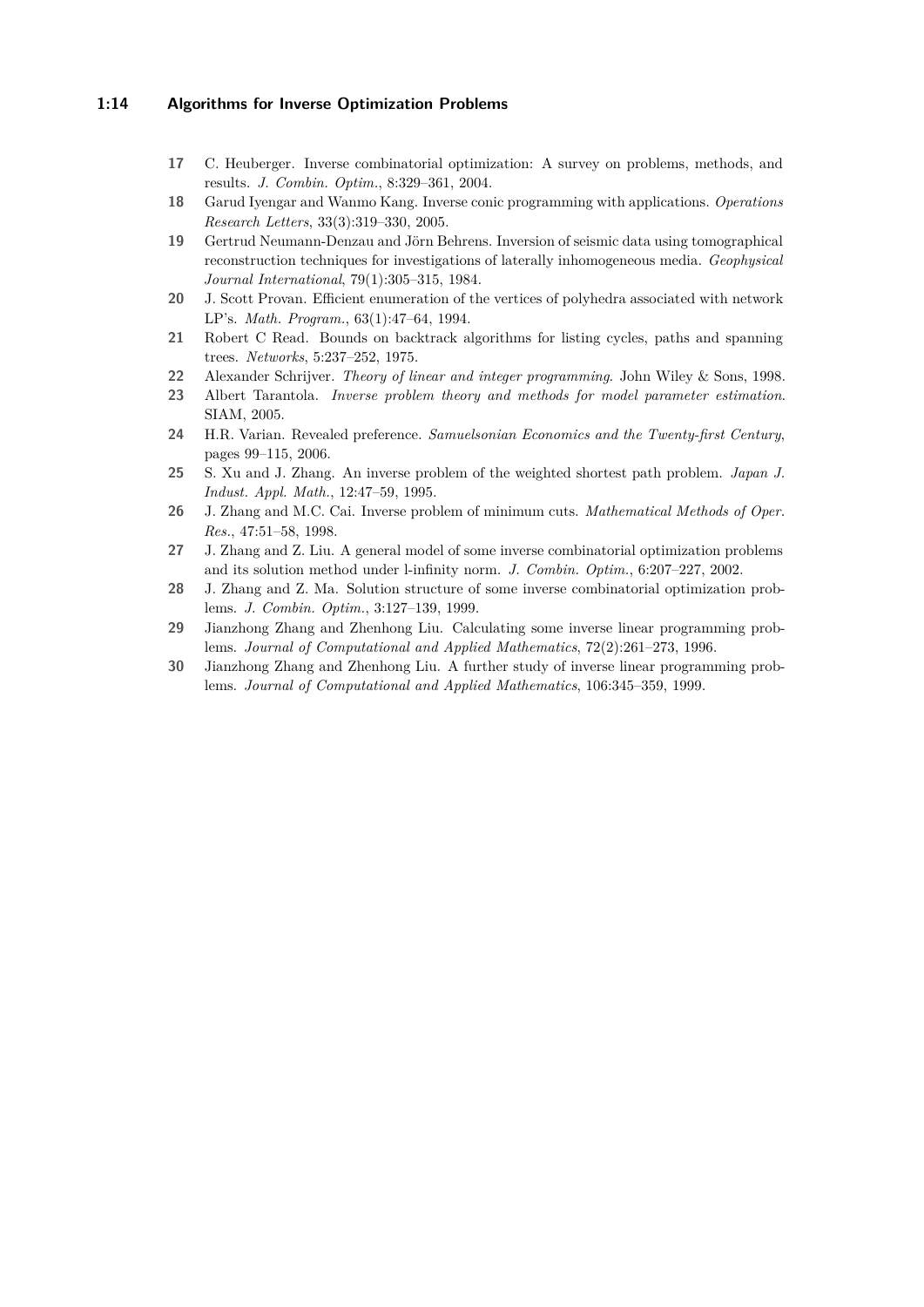17 C. Heuberger. Inverse combinatorial optimization: A survey on problems, methods, and results. *J. Combin. Optim.*, 8:329–361, 2004.

18 Garud Iyengar and Wanmo Kang. Inverse conic programming with applications. *Operations Research Letters*, 33(3):319–330, 2005.

19 Gertrud Neumann-Denzau and Jörn Behrens. Inversion of seismic data using tomographical reconstruction techniques for investigations of laterally inhomogeneous media. *Geophysical Journal International*, 79(1):305–315, 1984.

20 J. Scott Provan. Efficient enumeration of the vertices of polyhedra associated with network LP's. *Math. Program.*, 63(1):47–64, 1994.

21 Robert C Read. Bounds on backtrack algorithms for listing cycles, paths and spanning trees. *Networks*, 5:237–252, 1975.

22 Alexander Schrijver. *Theory of linear and integer programming*. John Wiley & Sons, 1998.

23 Albert Tarantola. *Inverse problem theory and methods for model parameter estimation*. SIAM, 2005.

24 H.R. Varian. Revealed preference. *Samuelsonian Economics and the Twenty-first Century*, pages 99–115, 2006.

25 S. Xu and J. Zhang. An inverse problem of the weighted shortest path problem. *Japan J. Indust. Appl. Math.*, 12:47–59, 1995.

26 J. Zhang and M.C. Cai. Inverse problem of minimum cuts. *Mathematical Methods of Oper. Res.*, 47:51–58, 1998.

27 J. Zhang and Z. Liu. A general model of some inverse combinatorial optimization problems and its solution method under l-infinity norm. *J. Combin. Optim.*, 6:207–227, 2002.

28 J. Zhang and Z. Ma. Solution structure of some inverse combinatorial optimization problems. *J. Combin. Optim.*, 3:127–139, 1999.

29 Jianzhong Zhang and Zhenhong Liu. Calculating some inverse linear programming problems. *Journal of Computational and Applied Mathematics*, 72(2):261–273, 1996.

30 Jianzhong Zhang and Zhenhong Liu. A further study of inverse linear programming problems. *Journal of Computational and Applied Mathematics*, 106:345–359, 1999.